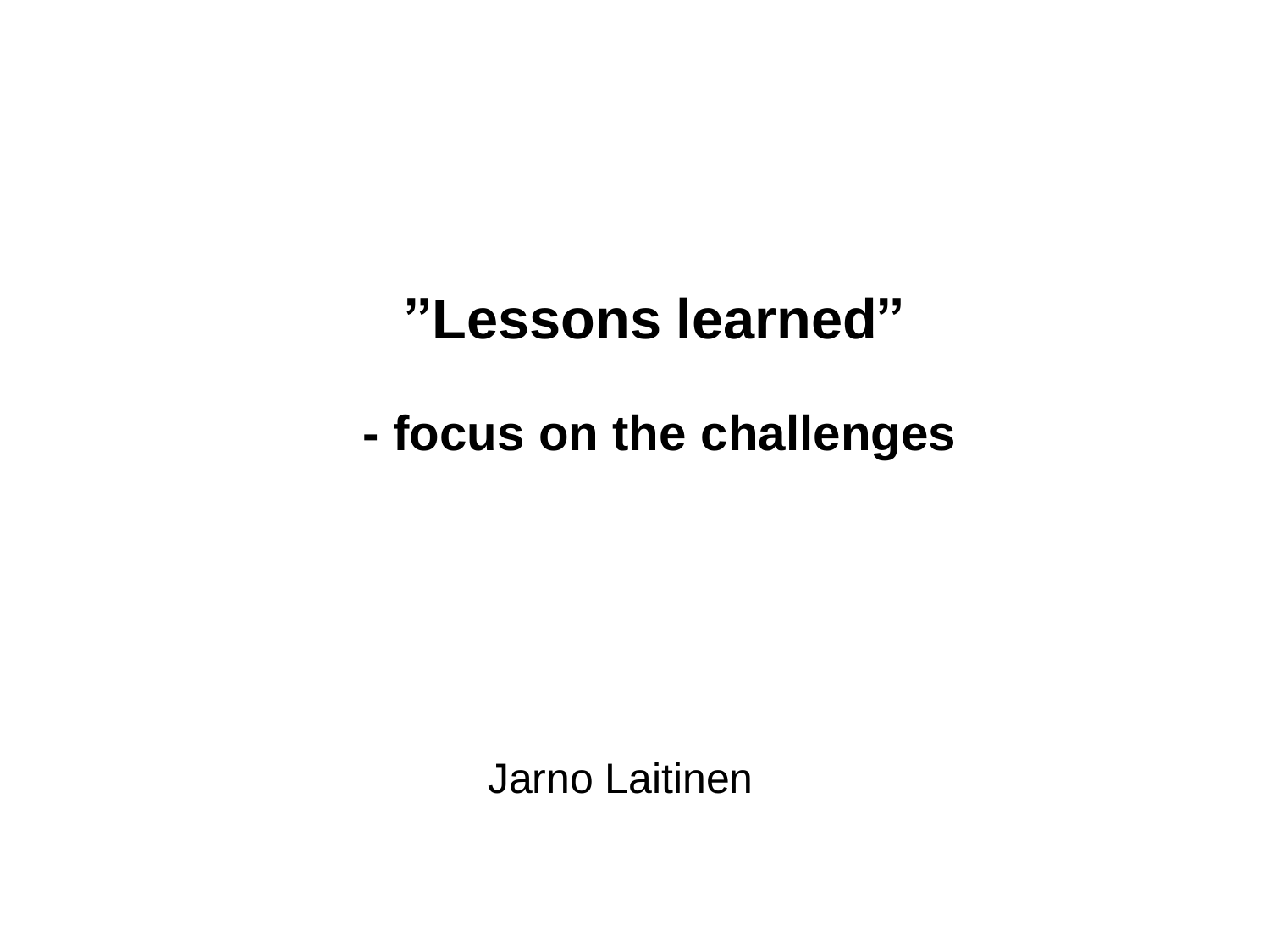# ”Lessons learned”

## - focus on the challenges

Jarno Laitinen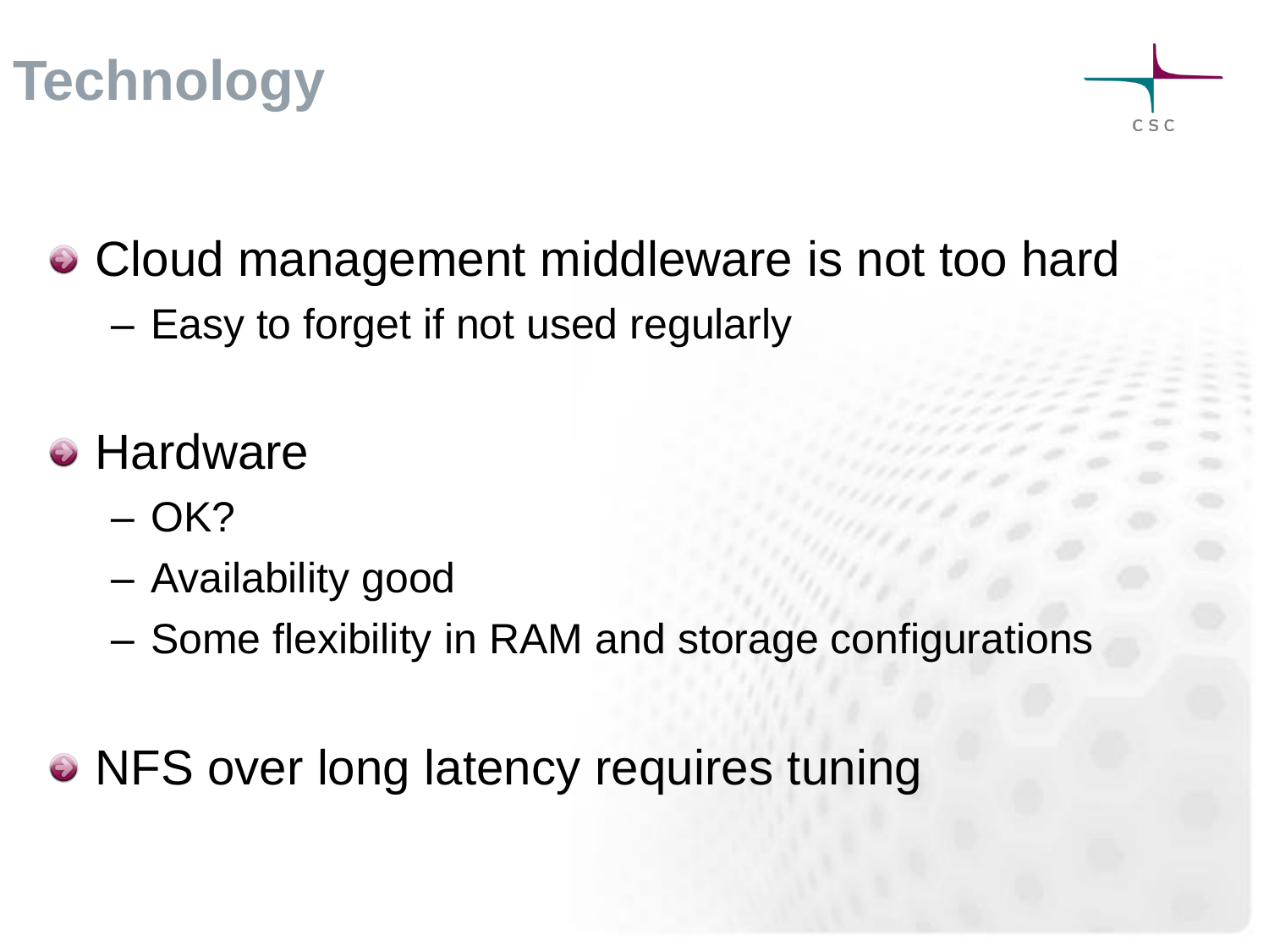# Technology

- Cloud management middleware is not too hard
  - Easy to forget if not used regularly
- Hardware
  - OK?
  - Availability good
  - Some flexibility in RAM and storage configurations
- NFS over long latency requires tuning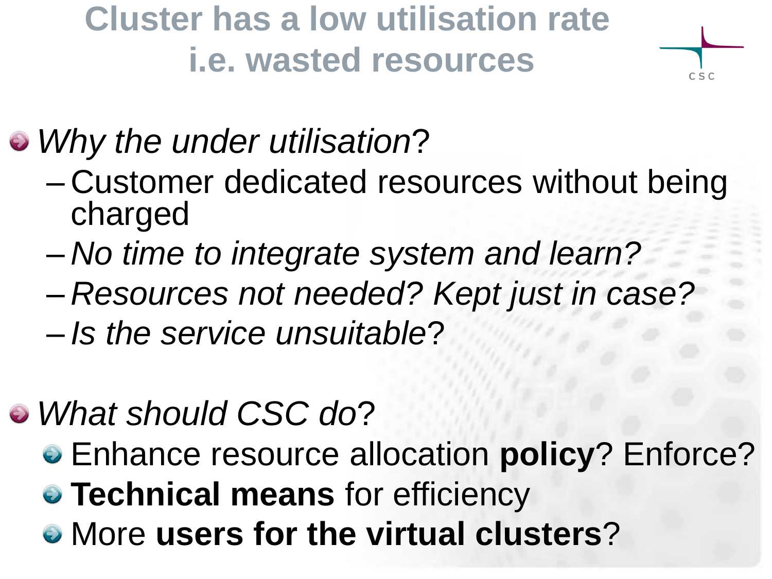# Cluster has a low utilisation rate i.e. wasted resources

- *Why the under utilisation*?
  - Customer dedicated resources without being charged
  - *No time to integrate system and learn?*
  - *Resources not needed? Kept just in case?*
  - *Is the service unsuitable*?

- *What should CSC do*?
  - Enhance resource allocation **policy**? Enforce?
  - **Technical means** for efficiency
  - More **users for the virtual clusters**?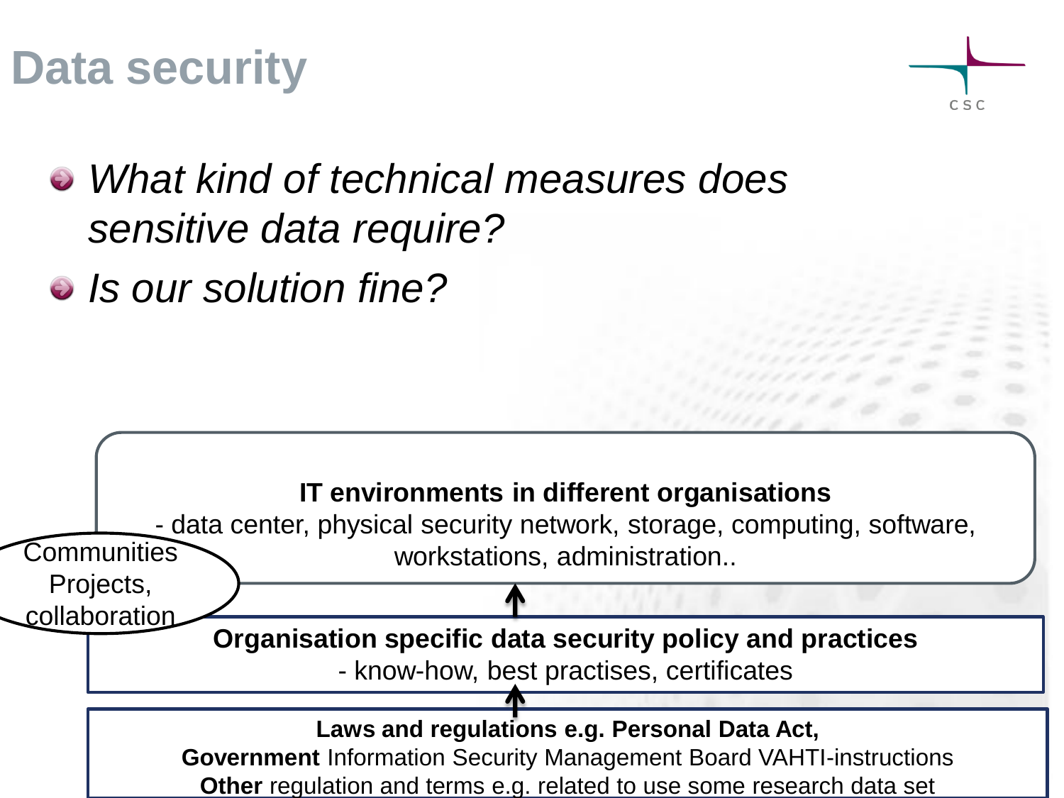# Data security

- *What kind of technical measures does sensitive data require?*
- *Is our solution fine?*

**IT environments in different organisations**
- data center, physical security network, storage, computing, software, workstations, administration..

Communities
Projects,
collaboration

↑

**Organisation specific data security policy and practices**
- know-how, best practises, certificates

↑

**Laws and regulations e.g. Personal Data Act,**
**Government** Information Security Management Board VAHTI-instructions
**Other** regulation and terms e.g. related to use some research data set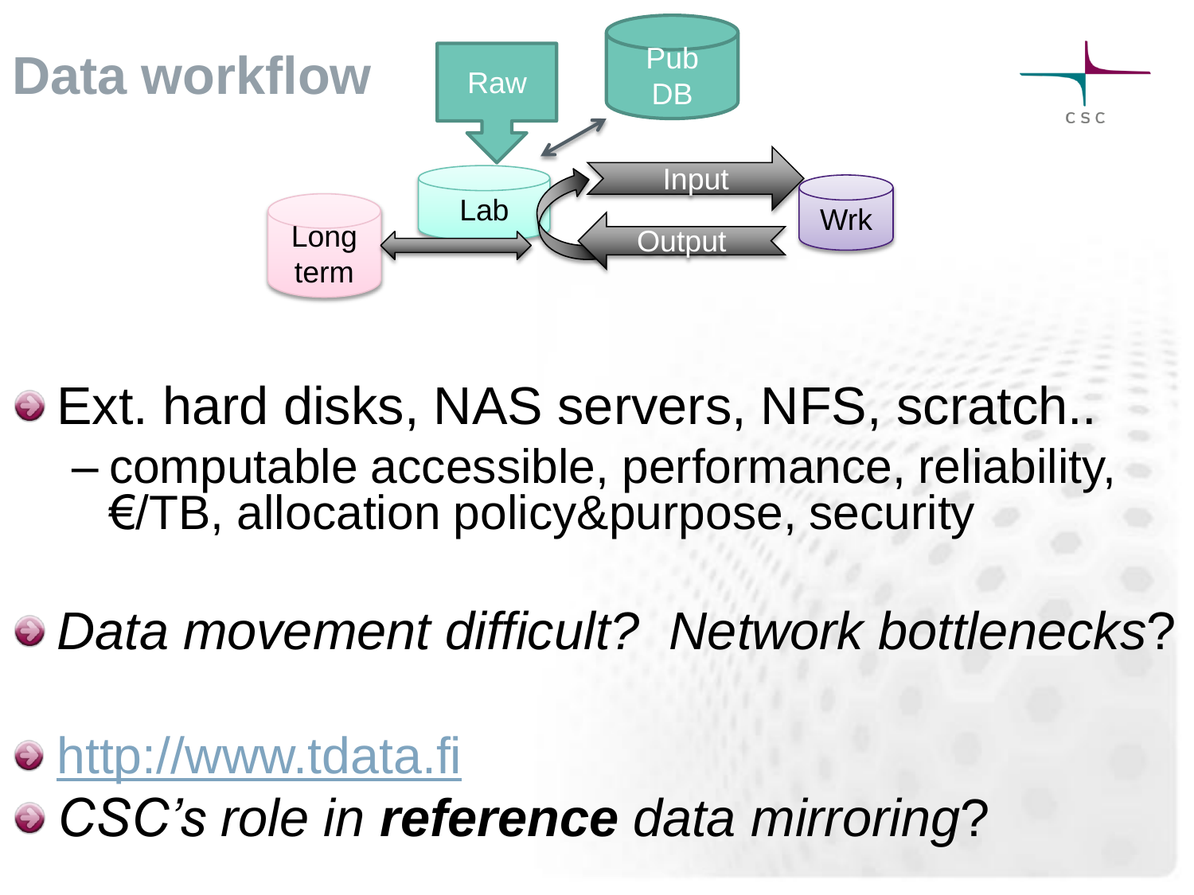# Data workflow

Raw

Pub DB

Lab

Input

Output

Wrk

Long term

- Ext. hard disks, NAS servers, NFS, scratch..
  - computable accessible, performance, reliability, €/TB, allocation policy&purpose, security

- *Data movement difficult? Network bottlenecks?*

- http://www.tdata.fi
- *CSC's role in* ***reference*** *data mirroring*?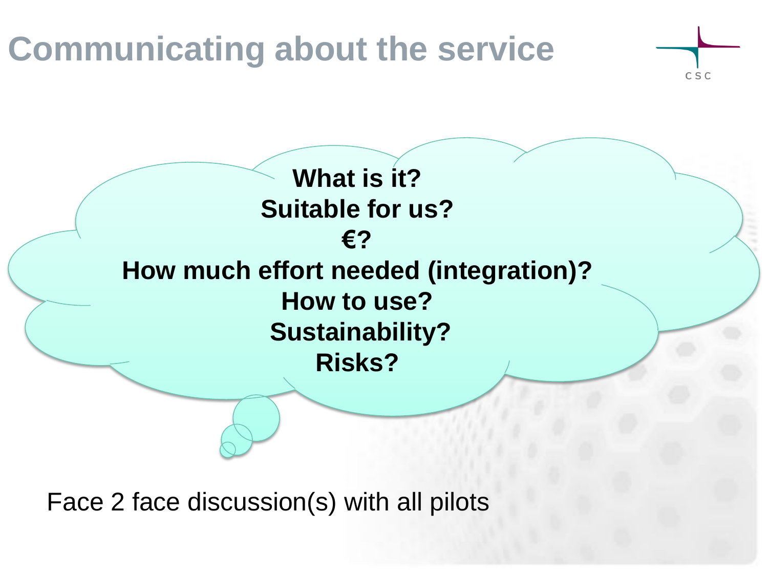# Communicating about the service

**What is it?**
**Suitable for us?**
**€?**
**How much effort needed (integration)?**
**How to use?**
**Sustainability?**
**Risks?**

Face 2 face discussion(s) with all pilots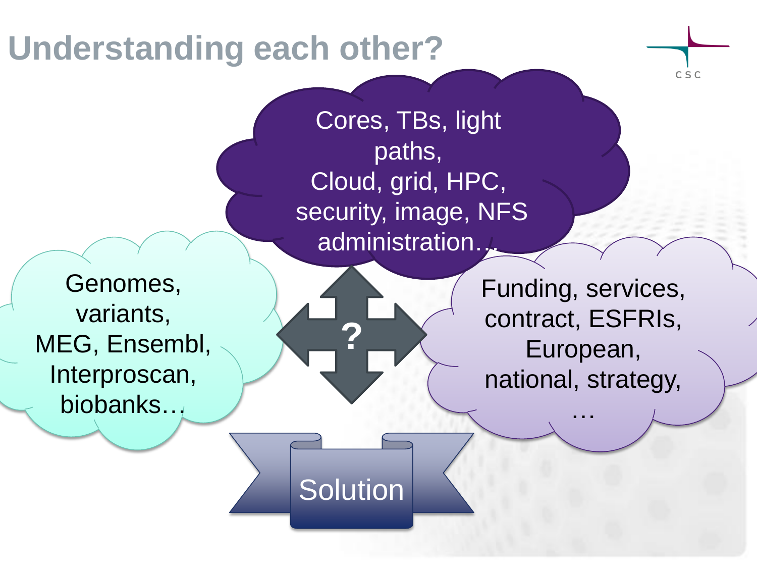# Understanding each other?

Cores, TBs, light paths,
Cloud, grid, HPC, security, image, NFS administration…

Genomes, variants, MEG, Ensembl, Interproscan, biobanks…

?

Funding, services, contract, ESFRIs, European, national, strategy, …

Solution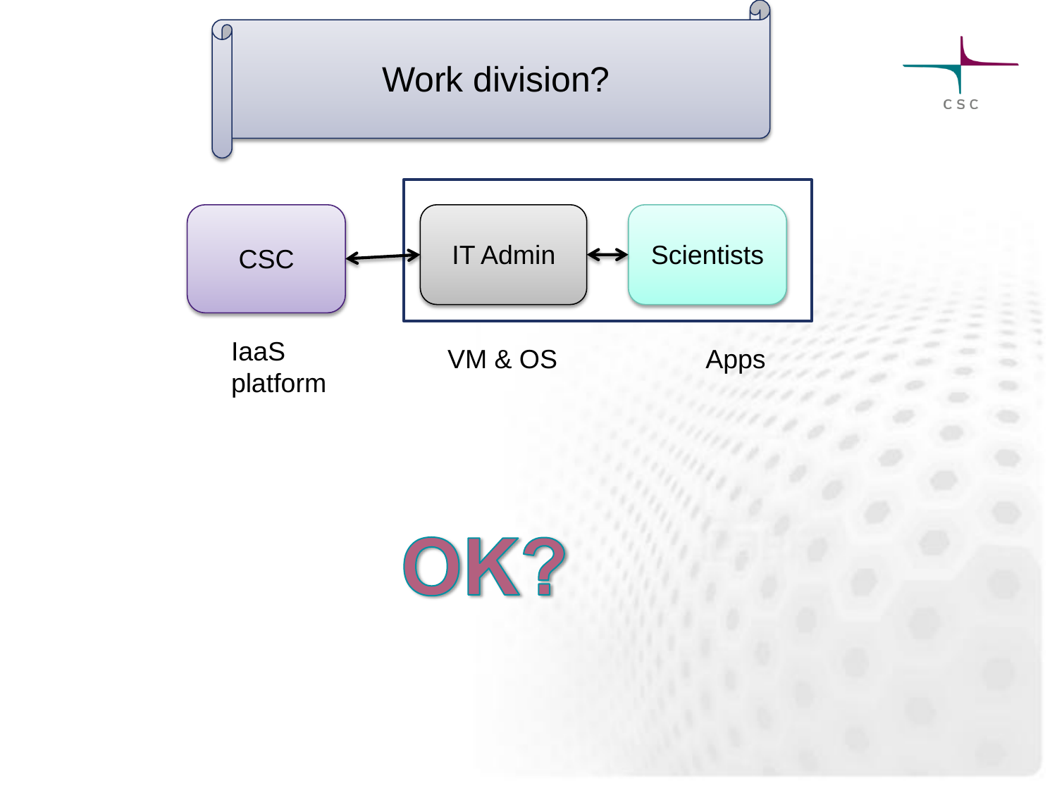# Work division?

CSC ↔ IT Admin ↔ Scientists

IaaS platform

VM & OS

Apps

**OK?**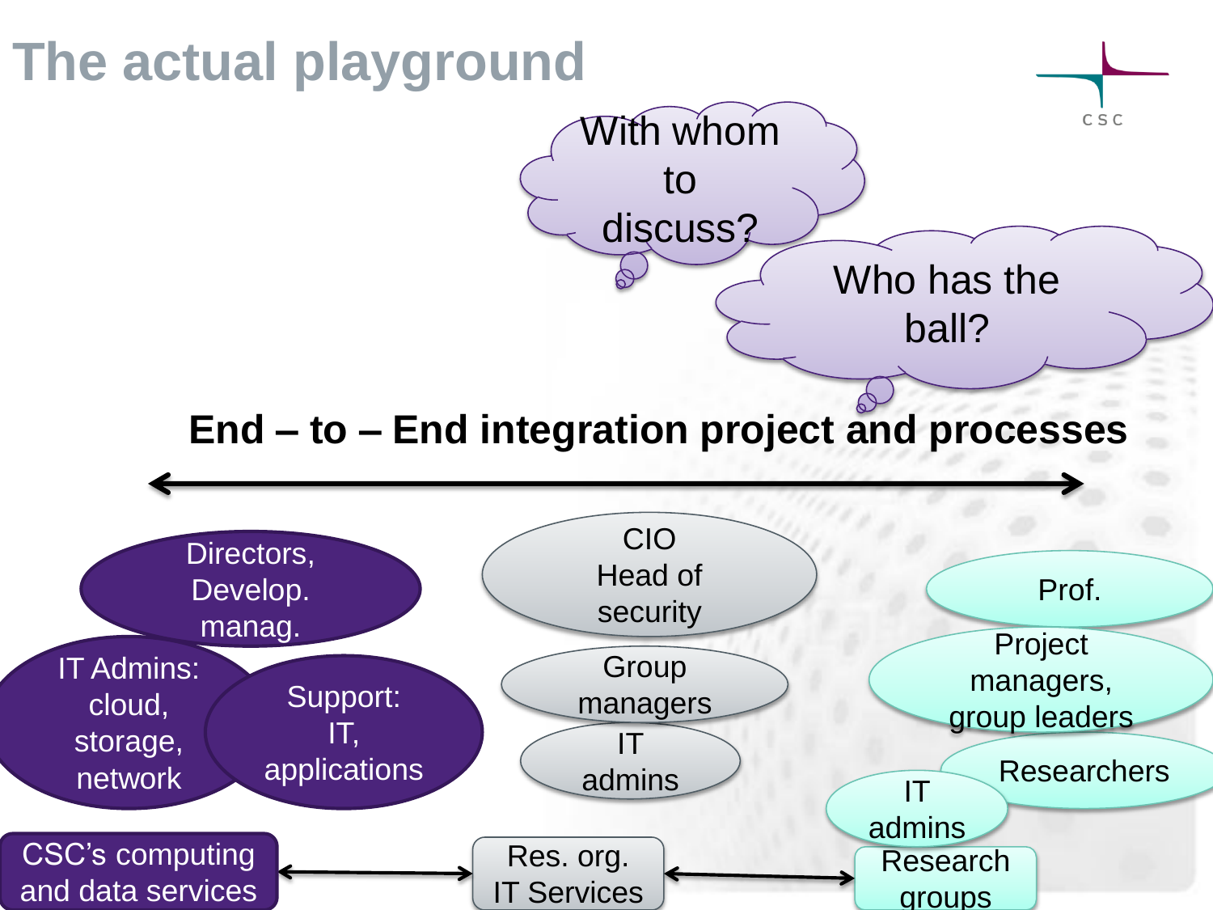# The actual playground

With whom to discuss?

Who has the ball?

**End – to – End integration project and processes**

Directors, Develop. manag.

IT Admins: cloud, storage, network

Support: IT, applications

CIO Head of security

Group managers

IT admins

Prof.

Project managers, group leaders

Researchers

IT admins

CSC's computing and data services ↔ Res. org. IT Services ↔ Research groups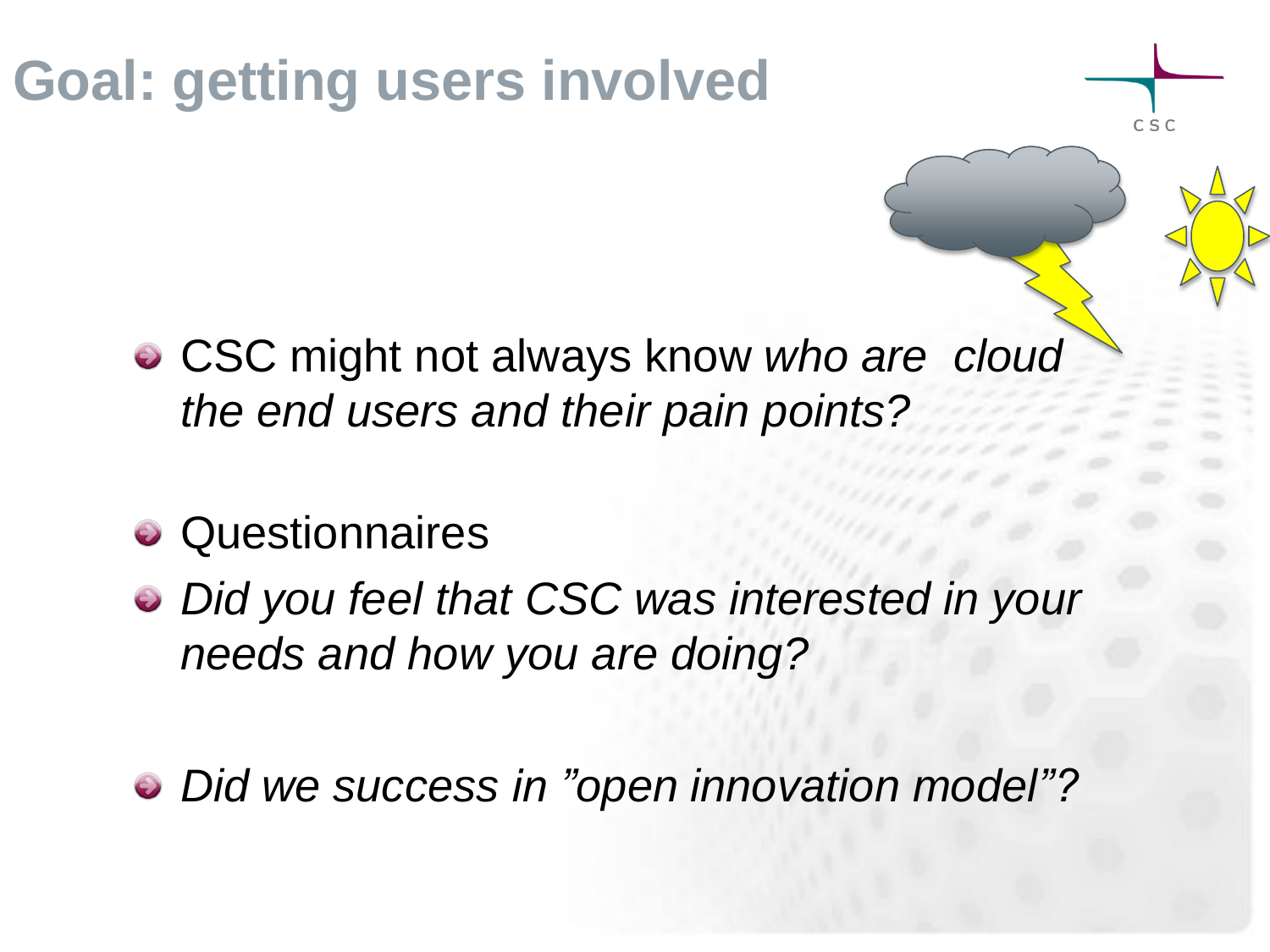# Goal: getting users involved

- CSC might not always know *who are cloud the end users and their pain points?*

- Questionnaires
- *Did you feel that CSC was interested in your needs and how you are doing?*

- *Did we success in "open innovation model"?*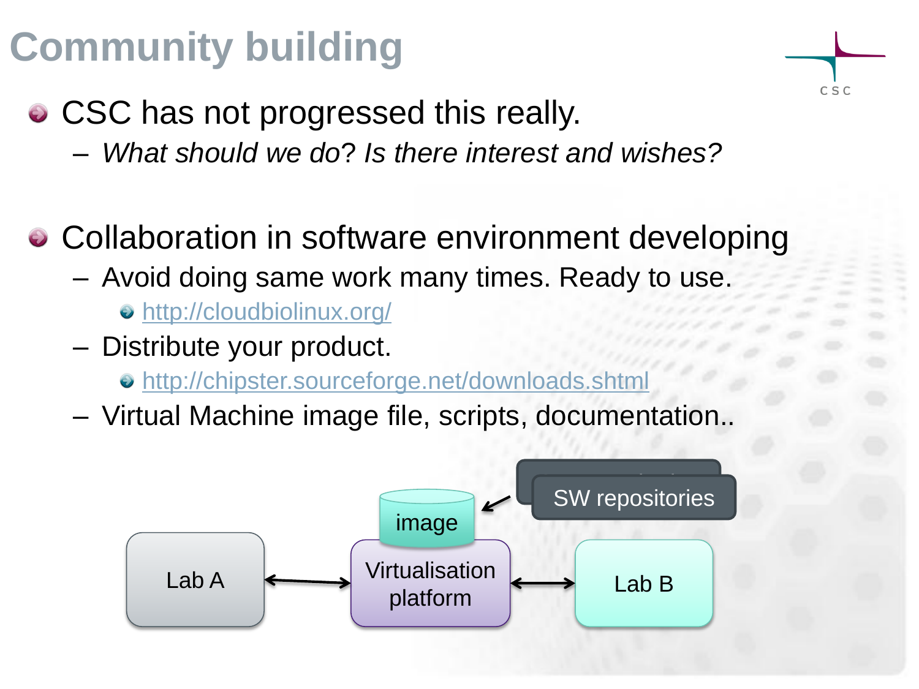# Community building

- CSC has not progressed this really.
  - *What should we do*? *Is there interest and wishes?*

- Collaboration in software environment developing
  - Avoid doing same work many times. Ready to use.
    - http://cloudbiolinux.org/
  - Distribute your product.
    - http://chipster.sourceforge.net/downloads.shtml
  - Virtual Machine image file, scripts, documentation..

SW repositories

image

Lab A

Virtualisation platform

Lab B